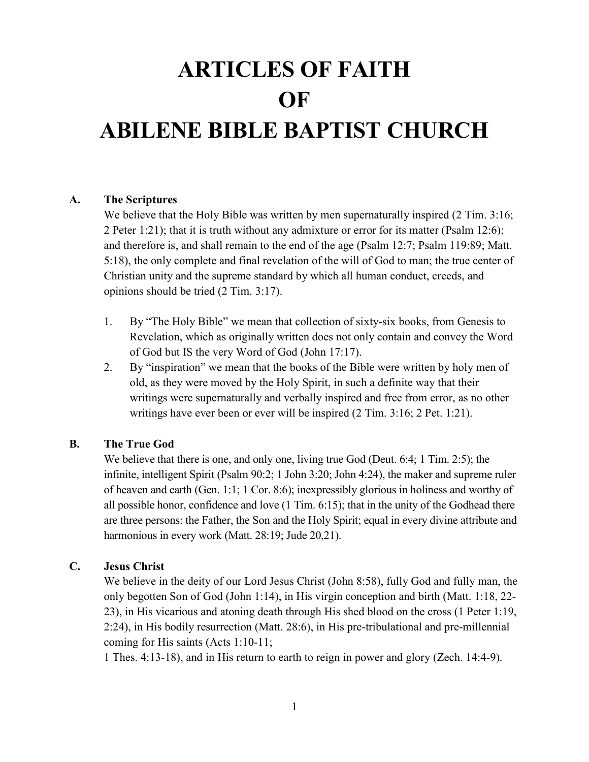# ARTICLES OF FAITH OF ABILENE BIBLE BAPTIST CHURCH

## A. The Scriptures

We believe that the Holy Bible was written by men supernaturally inspired (2 Tim. 3:16; 2 Peter 1:21); that it is truth without any admixture or error for its matter (Psalm 12:6); and therefore is, and shall remain to the end of the age (Psalm 12:7; Psalm 119:89; Matt. 5:18), the only complete and final revelation of the will of God to man; the true center of Christian unity and the supreme standard by which all human conduct, creeds, and opinions should be tried (2 Tim. 3:17).

1. By "The Holy Bible" we mean that collection of sixty-six books, from Genesis to Revelation, which as originally written does not only contain and convey the Word of God but IS the very Word of God (John 17:17).
2. By "inspiration" we mean that the books of the Bible were written by holy men of old, as they were moved by the Holy Spirit, in such a definite way that their writings were supernaturally and verbally inspired and free from error, as no other writings have ever been or ever will be inspired (2 Tim. 3:16; 2 Pet. 1:21).

## B. The True God

We believe that there is one, and only one, living true God (Deut. 6:4; 1 Tim. 2:5); the infinite, intelligent Spirit (Psalm 90:2; 1 John 3:20; John 4:24), the maker and supreme ruler of heaven and earth (Gen. 1:1; 1 Cor. 8:6); inexpressibly glorious in holiness and worthy of all possible honor, confidence and love (1 Tim. 6:15); that in the unity of the Godhead there are three persons: the Father, the Son and the Holy Spirit; equal in every divine attribute and harmonious in every work (Matt. 28:19; Jude 20,21).

## C. Jesus Christ

We believe in the deity of our Lord Jesus Christ (John 8:58), fully God and fully man, the only begotten Son of God (John 1:14), in His virgin conception and birth (Matt. 1:18, 22-23), in His vicarious and atoning death through His shed blood on the cross (1 Peter 1:19, 2:24), in His bodily resurrection (Matt. 28:6), in His pre-tribulational and pre-millennial coming for His saints (Acts 1:10-11;
1 Thes. 4:13-18), and in His return to earth to reign in power and glory (Zech. 14:4-9).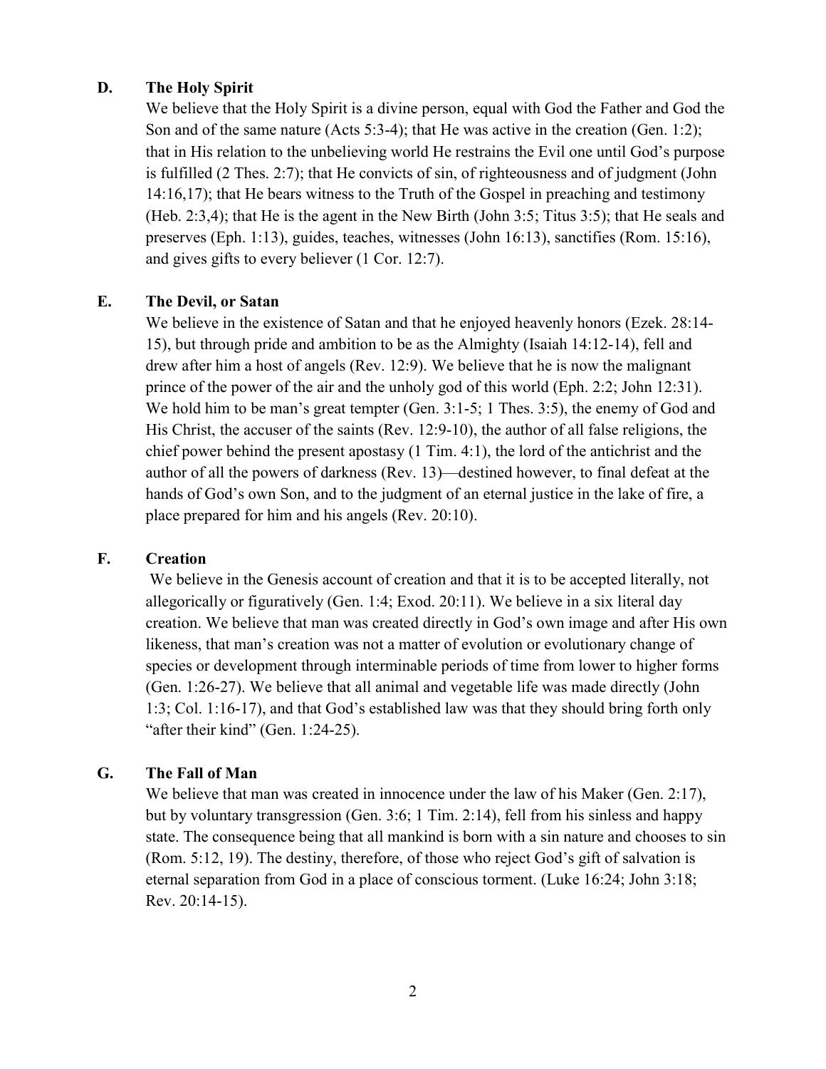### D. The Holy Spirit

We believe that the Holy Spirit is a divine person, equal with God the Father and God the Son and of the same nature (Acts 5:3-4); that He was active in the creation (Gen. 1:2); that in His relation to the unbelieving world He restrains the Evil one until God's purpose is fulfilled (2 Thes. 2:7); that He convicts of sin, of righteousness and of judgment (John 14:16,17); that He bears witness to the Truth of the Gospel in preaching and testimony (Heb. 2:3,4); that He is the agent in the New Birth (John 3:5; Titus 3:5); that He seals and preserves (Eph. 1:13), guides, teaches, witnesses (John 16:13), sanctifies (Rom. 15:16), and gives gifts to every believer (1 Cor. 12:7).

### E. The Devil, or Satan

We believe in the existence of Satan and that he enjoyed heavenly honors (Ezek. 28:14-15), but through pride and ambition to be as the Almighty (Isaiah 14:12-14), fell and drew after him a host of angels (Rev. 12:9). We believe that he is now the malignant prince of the power of the air and the unholy god of this world (Eph. 2:2; John 12:31). We hold him to be man's great tempter (Gen. 3:1-5; 1 Thes. 3:5), the enemy of God and His Christ, the accuser of the saints (Rev. 12:9-10), the author of all false religions, the chief power behind the present apostasy (1 Tim. 4:1), the lord of the antichrist and the author of all the powers of darkness (Rev. 13)—destined however, to final defeat at the hands of God's own Son, and to the judgment of an eternal justice in the lake of fire, a place prepared for him and his angels (Rev. 20:10).

### F. Creation

We believe in the Genesis account of creation and that it is to be accepted literally, not allegorically or figuratively (Gen. 1:4; Exod. 20:11). We believe in a six literal day creation. We believe that man was created directly in God's own image and after His own likeness, that man's creation was not a matter of evolution or evolutionary change of species or development through interminable periods of time from lower to higher forms (Gen. 1:26-27). We believe that all animal and vegetable life was made directly (John 1:3; Col. 1:16-17), and that God's established law was that they should bring forth only "after their kind" (Gen. 1:24-25).

### G. The Fall of Man

We believe that man was created in innocence under the law of his Maker (Gen. 2:17), but by voluntary transgression (Gen. 3:6; 1 Tim. 2:14), fell from his sinless and happy state. The consequence being that all mankind is born with a sin nature and chooses to sin (Rom. 5:12, 19). The destiny, therefore, of those who reject God's gift of salvation is eternal separation from God in a place of conscious torment. (Luke 16:24; John 3:18; Rev. 20:14-15).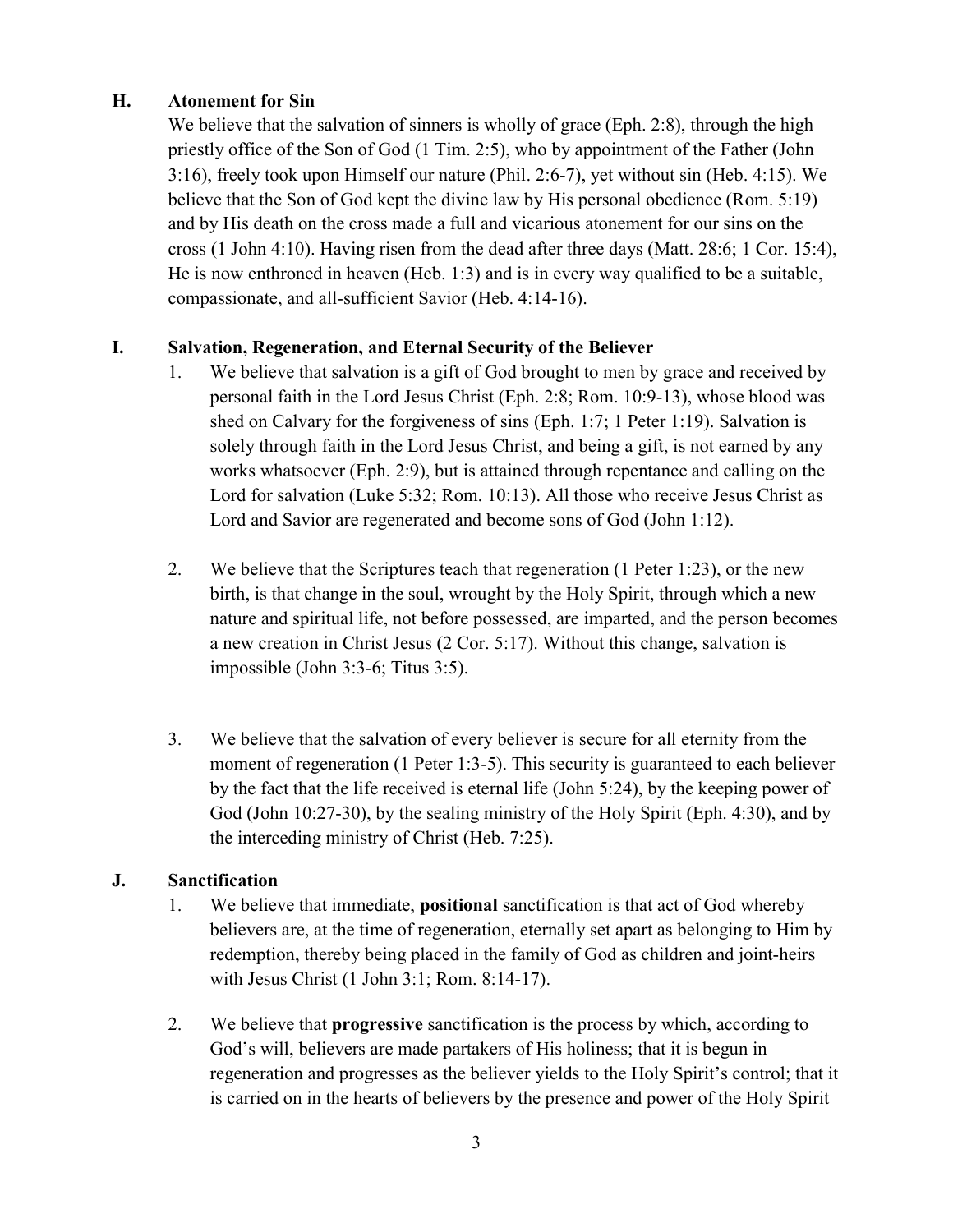## H. Atonement for Sin

We believe that the salvation of sinners is wholly of grace (Eph. 2:8), through the high priestly office of the Son of God (1 Tim. 2:5), who by appointment of the Father (John 3:16), freely took upon Himself our nature (Phil. 2:6-7), yet without sin (Heb. 4:15). We believe that the Son of God kept the divine law by His personal obedience (Rom. 5:19) and by His death on the cross made a full and vicarious atonement for our sins on the cross (1 John 4:10). Having risen from the dead after three days (Matt. 28:6; 1 Cor. 15:4), He is now enthroned in heaven (Heb. 1:3) and is in every way qualified to be a suitable, compassionate, and all-sufficient Savior (Heb. 4:14-16).

## I. Salvation, Regeneration, and Eternal Security of the Believer

1. We believe that salvation is a gift of God brought to men by grace and received by personal faith in the Lord Jesus Christ (Eph. 2:8; Rom. 10:9-13), whose blood was shed on Calvary for the forgiveness of sins (Eph. 1:7; 1 Peter 1:19). Salvation is solely through faith in the Lord Jesus Christ, and being a gift, is not earned by any works whatsoever (Eph. 2:9), but is attained through repentance and calling on the Lord for salvation (Luke 5:32; Rom. 10:13). All those who receive Jesus Christ as Lord and Savior are regenerated and become sons of God (John 1:12).

2. We believe that the Scriptures teach that regeneration (1 Peter 1:23), or the new birth, is that change in the soul, wrought by the Holy Spirit, through which a new nature and spiritual life, not before possessed, are imparted, and the person becomes a new creation in Christ Jesus (2 Cor. 5:17). Without this change, salvation is impossible (John 3:3-6; Titus 3:5).

3. We believe that the salvation of every believer is secure for all eternity from the moment of regeneration (1 Peter 1:3-5). This security is guaranteed to each believer by the fact that the life received is eternal life (John 5:24), by the keeping power of God (John 10:27-30), by the sealing ministry of the Holy Spirit (Eph. 4:30), and by the interceding ministry of Christ (Heb. 7:25).

## J. Sanctification

1. We believe that immediate, **positional** sanctification is that act of God whereby believers are, at the time of regeneration, eternally set apart as belonging to Him by redemption, thereby being placed in the family of God as children and joint-heirs with Jesus Christ (1 John 3:1; Rom. 8:14-17).

2. We believe that **progressive** sanctification is the process by which, according to God's will, believers are made partakers of His holiness; that it is begun in regeneration and progresses as the believer yields to the Holy Spirit's control; that it is carried on in the hearts of believers by the presence and power of the Holy Spirit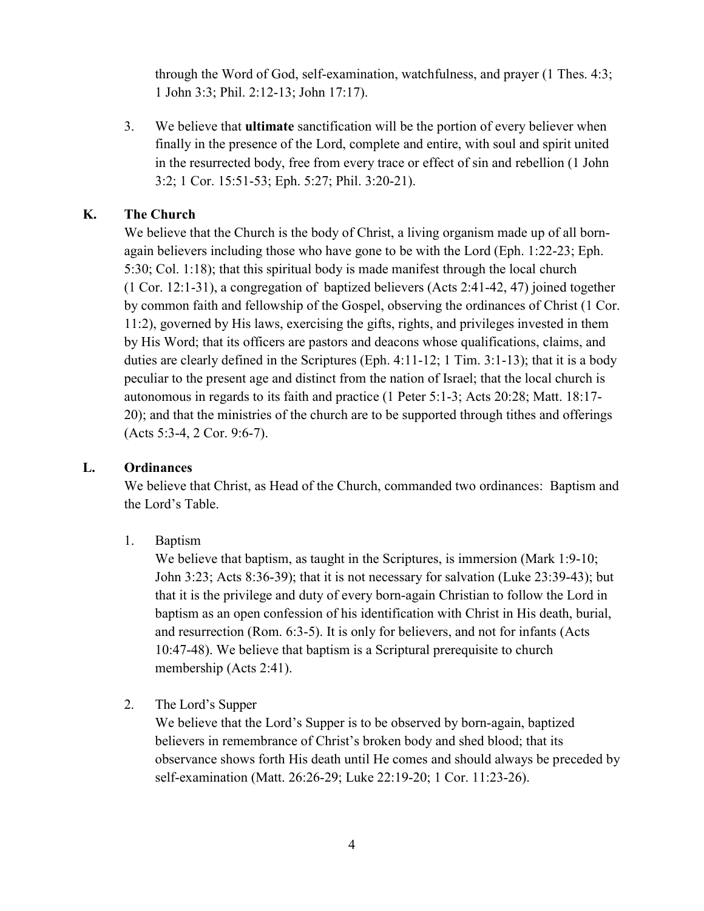through the Word of God, self-examination, watchfulness, and prayer (1 Thes. 4:3; 1 John 3:3; Phil. 2:12-13; John 17:17).

3. We believe that **ultimate** sanctification will be the portion of every believer when finally in the presence of the Lord, complete and entire, with soul and spirit united in the resurrected body, free from every trace or effect of sin and rebellion (1 John 3:2; 1 Cor. 15:51-53; Eph. 5:27; Phil. 3:20-21).

### K. The Church

We believe that the Church is the body of Christ, a living organism made up of all born-again believers including those who have gone to be with the Lord (Eph. 1:22-23; Eph. 5:30; Col. 1:18); that this spiritual body is made manifest through the local church (1 Cor. 12:1-31), a congregation of baptized believers (Acts 2:41-42, 47) joined together by common faith and fellowship of the Gospel, observing the ordinances of Christ (1 Cor. 11:2), governed by His laws, exercising the gifts, rights, and privileges invested in them by His Word; that its officers are pastors and deacons whose qualifications, claims, and duties are clearly defined in the Scriptures (Eph. 4:11-12; 1 Tim. 3:1-13); that it is a body peculiar to the present age and distinct from the nation of Israel; that the local church is autonomous in regards to its faith and practice (1 Peter 5:1-3; Acts 20:28; Matt. 18:17-20); and that the ministries of the church are to be supported through tithes and offerings (Acts 5:3-4, 2 Cor. 9:6-7).

### L. Ordinances

We believe that Christ, as Head of the Church, commanded two ordinances: Baptism and the Lord's Table.

1. Baptism

   We believe that baptism, as taught in the Scriptures, is immersion (Mark 1:9-10; John 3:23; Acts 8:36-39); that it is not necessary for salvation (Luke 23:39-43); but that it is the privilege and duty of every born-again Christian to follow the Lord in baptism as an open confession of his identification with Christ in His death, burial, and resurrection (Rom. 6:3-5). It is only for believers, and not for infants (Acts 10:47-48). We believe that baptism is a Scriptural prerequisite to church membership (Acts 2:41).

2. The Lord's Supper

   We believe that the Lord's Supper is to be observed by born-again, baptized believers in remembrance of Christ's broken body and shed blood; that its observance shows forth His death until He comes and should always be preceded by self-examination (Matt. 26:26-29; Luke 22:19-20; 1 Cor. 11:23-26).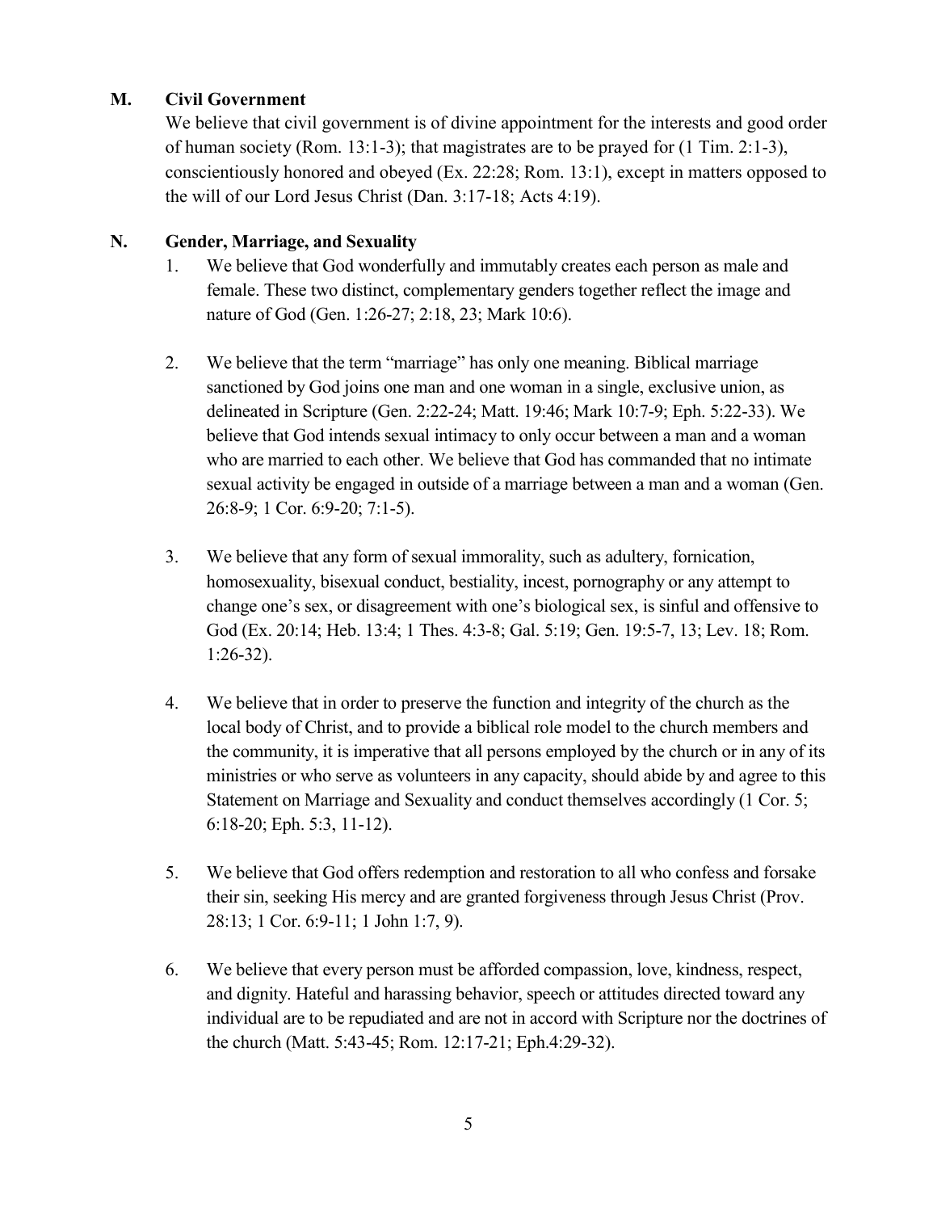## M. Civil Government

We believe that civil government is of divine appointment for the interests and good order of human society (Rom. 13:1-3); that magistrates are to be prayed for (1 Tim. 2:1-3), conscientiously honored and obeyed (Ex. 22:28; Rom. 13:1), except in matters opposed to the will of our Lord Jesus Christ (Dan. 3:17-18; Acts 4:19).

## N. Gender, Marriage, and Sexuality

1. We believe that God wonderfully and immutably creates each person as male and female. These two distinct, complementary genders together reflect the image and nature of God (Gen. 1:26-27; 2:18, 23; Mark 10:6).

2. We believe that the term "marriage" has only one meaning. Biblical marriage sanctioned by God joins one man and one woman in a single, exclusive union, as delineated in Scripture (Gen. 2:22-24; Matt. 19:46; Mark 10:7-9; Eph. 5:22-33). We believe that God intends sexual intimacy to only occur between a man and a woman who are married to each other. We believe that God has commanded that no intimate sexual activity be engaged in outside of a marriage between a man and a woman (Gen. 26:8-9; 1 Cor. 6:9-20; 7:1-5).

3. We believe that any form of sexual immorality, such as adultery, fornication, homosexuality, bisexual conduct, bestiality, incest, pornography or any attempt to change one's sex, or disagreement with one's biological sex, is sinful and offensive to God (Ex. 20:14; Heb. 13:4; 1 Thes. 4:3-8; Gal. 5:19; Gen. 19:5-7, 13; Lev. 18; Rom. 1:26-32).

4. We believe that in order to preserve the function and integrity of the church as the local body of Christ, and to provide a biblical role model to the church members and the community, it is imperative that all persons employed by the church or in any of its ministries or who serve as volunteers in any capacity, should abide by and agree to this Statement on Marriage and Sexuality and conduct themselves accordingly (1 Cor. 5; 6:18-20; Eph. 5:3, 11-12).

5. We believe that God offers redemption and restoration to all who confess and forsake their sin, seeking His mercy and are granted forgiveness through Jesus Christ (Prov. 28:13; 1 Cor. 6:9-11; 1 John 1:7, 9).

6. We believe that every person must be afforded compassion, love, kindness, respect, and dignity. Hateful and harassing behavior, speech or attitudes directed toward any individual are to be repudiated and are not in accord with Scripture nor the doctrines of the church (Matt. 5:43-45; Rom. 12:17-21; Eph.4:29-32).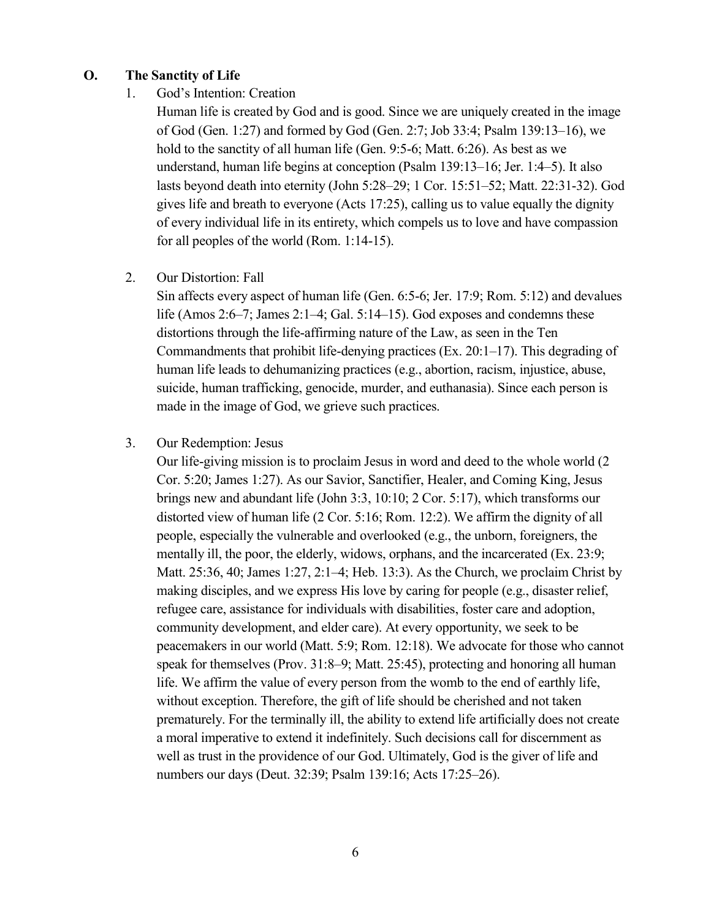## O. The Sanctity of Life

1. God's Intention: Creation

   Human life is created by God and is good. Since we are uniquely created in the image of God (Gen. 1:27) and formed by God (Gen. 2:7; Job 33:4; Psalm 139:13–16), we hold to the sanctity of all human life (Gen. 9:5-6; Matt. 6:26). As best as we understand, human life begins at conception (Psalm 139:13–16; Jer. 1:4–5). It also lasts beyond death into eternity (John 5:28–29; 1 Cor. 15:51–52; Matt. 22:31-32). God gives life and breath to everyone (Acts 17:25), calling us to value equally the dignity of every individual life in its entirety, which compels us to love and have compassion for all peoples of the world (Rom. 1:14-15).

2. Our Distortion: Fall

   Sin affects every aspect of human life (Gen. 6:5-6; Jer. 17:9; Rom. 5:12) and devalues life (Amos 2:6–7; James 2:1–4; Gal. 5:14–15). God exposes and condemns these distortions through the life-affirming nature of the Law, as seen in the Ten Commandments that prohibit life-denying practices (Ex. 20:1–17). This degrading of human life leads to dehumanizing practices (e.g., abortion, racism, injustice, abuse, suicide, human trafficking, genocide, murder, and euthanasia). Since each person is made in the image of God, we grieve such practices.

3. Our Redemption: Jesus

   Our life-giving mission is to proclaim Jesus in word and deed to the whole world (2 Cor. 5:20; James 1:27). As our Savior, Sanctifier, Healer, and Coming King, Jesus brings new and abundant life (John 3:3, 10:10; 2 Cor. 5:17), which transforms our distorted view of human life (2 Cor. 5:16; Rom. 12:2). We affirm the dignity of all people, especially the vulnerable and overlooked (e.g., the unborn, foreigners, the mentally ill, the poor, the elderly, widows, orphans, and the incarcerated (Ex. 23:9; Matt. 25:36, 40; James 1:27, 2:1–4; Heb. 13:3). As the Church, we proclaim Christ by making disciples, and we express His love by caring for people (e.g., disaster relief, refugee care, assistance for individuals with disabilities, foster care and adoption, community development, and elder care). At every opportunity, we seek to be peacemakers in our world (Matt. 5:9; Rom. 12:18). We advocate for those who cannot speak for themselves (Prov. 31:8–9; Matt. 25:45), protecting and honoring all human life. We affirm the value of every person from the womb to the end of earthly life, without exception. Therefore, the gift of life should be cherished and not taken prematurely. For the terminally ill, the ability to extend life artificially does not create a moral imperative to extend it indefinitely. Such decisions call for discernment as well as trust in the providence of our God. Ultimately, God is the giver of life and numbers our days (Deut. 32:39; Psalm 139:16; Acts 17:25–26).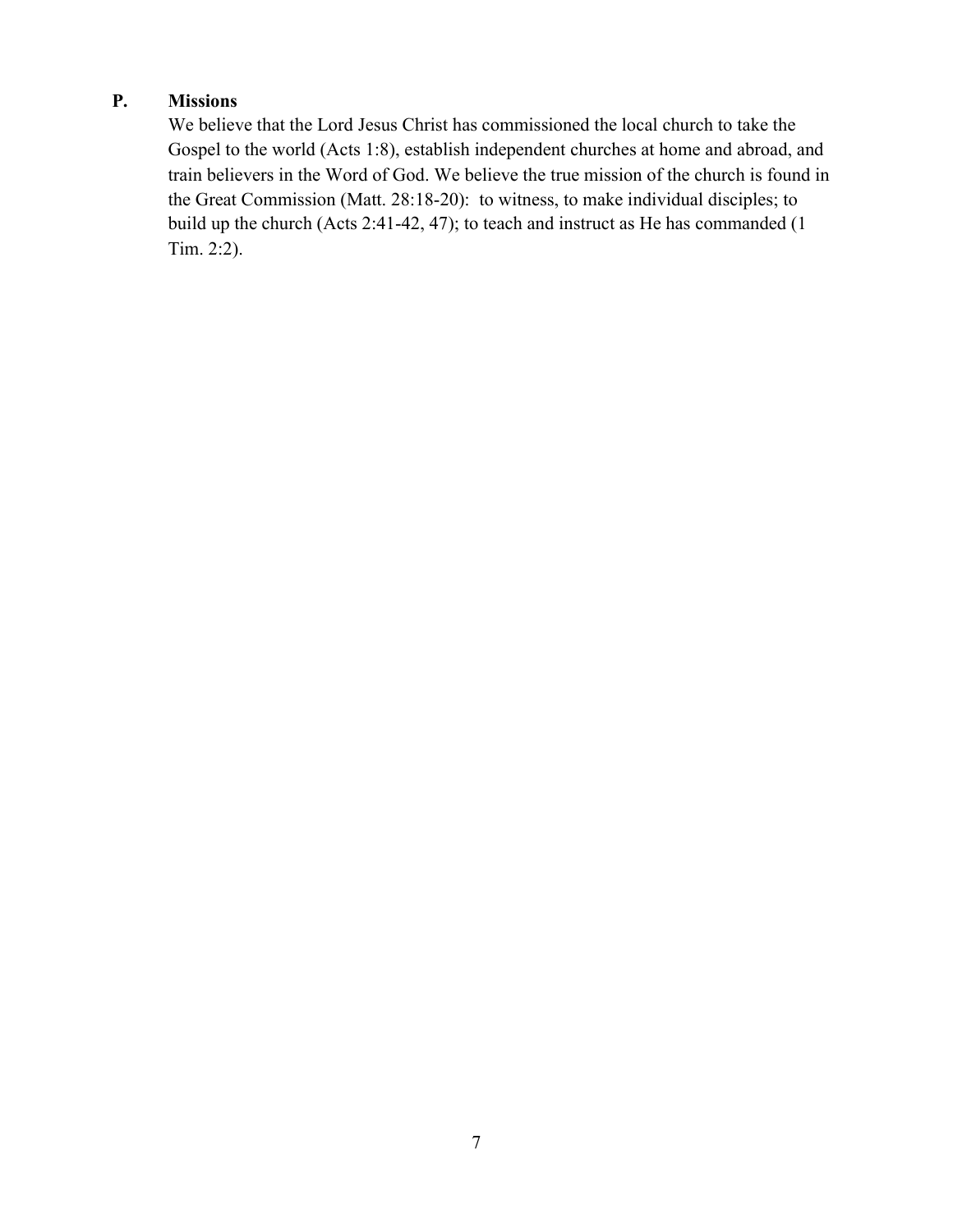**P. Missions**

We believe that the Lord Jesus Christ has commissioned the local church to take the Gospel to the world (Acts 1:8), establish independent churches at home and abroad, and train believers in the Word of God. We believe the true mission of the church is found in the Great Commission (Matt. 28:18-20): to witness, to make individual disciples; to build up the church (Acts 2:41-42, 47); to teach and instruct as He has commanded (1 Tim. 2:2).